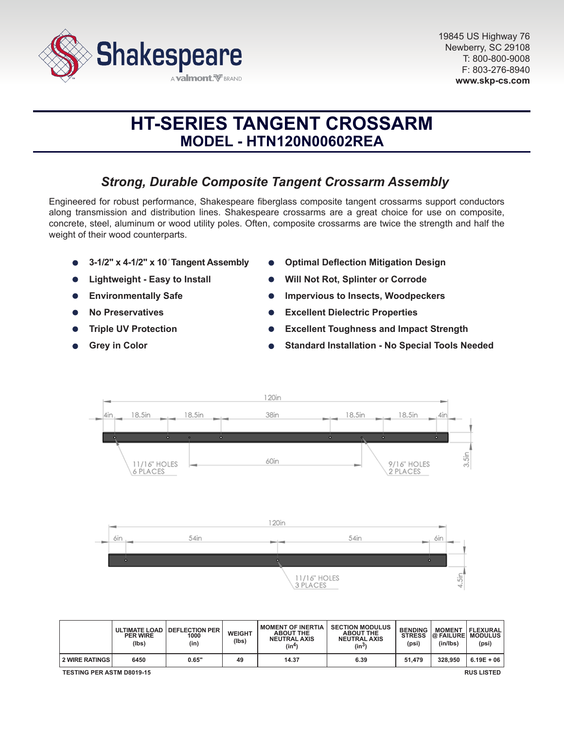Shakespeare

A valmont BRAND

19845 US Highway 76
Newberry, SC 29108
T: 800-800-9008
F: 803-276-8940
**www.skp-cs.com**

# HT-SERIES TANGENT CROSSARM
## MODEL - HTN120N00602REA

### *Strong, Durable Composite Tangent Crossarm Assembly*

Engineered for robust performance, Shakespeare fiberglass composite tangent crossarms support conductors along transmission and distribution lines. Shakespeare crossarms are a great choice for use on composite, concrete, steel, aluminum or wood utility poles. Often, composite crossarms are twice the strength and half the weight of their wood counterparts.

- **3-1/2" x 4-1/2" x 10′ Tangent Assembly**
- **Lightweight - Easy to Install**
- **Environmentally Safe**
- **No Preservatives**
- **Triple UV Protection**
- **Grey in Color**
- **Optimal Deflection Mitigation Design**
- **Will Not Rot, Splinter or Corrode**
- **Impervious to Insects, Woodpeckers**
- **Excellent Dielectric Properties**
- **Excellent Toughness and Impact Strength**
- **Standard Installation - No Special Tools Needed**

120in

4in | 18.5in | 18.5in | 38in | 18.5in | 18.5in | 4in

60in

11/16" HOLES 6 PLACES

9/16" HOLES 2 PLACES

3.5in

120in

6in | 54in | 54in | 6in

11/16" HOLES 3 PLACES

4.5in

| | ULTIMATE LOAD PER WIRE (lbs) | DEFLECTION PER 1000 (in) | WEIGHT (lbs) | MOMENT OF INERTIA ABOUT THE NEUTRAL AXIS ($in^4$) | SECTION MODULUS ABOUT THE NEUTRAL AXIS ($in^3$) | BENDING STRESS (psi) | MOMENT @ FAILURE (in/lbs) | FLEXURAL MODULUS (psi) |
|---|---|---|---|---|---|---|---|---|
| 2 WIRE RATINGS | 6450 | 0.65" | 49 | 14.37 | 6.39 | 51,479 | 328,950 | 6.19E + 06 |

TESTING PER ASTM D8019-15

RUS LISTED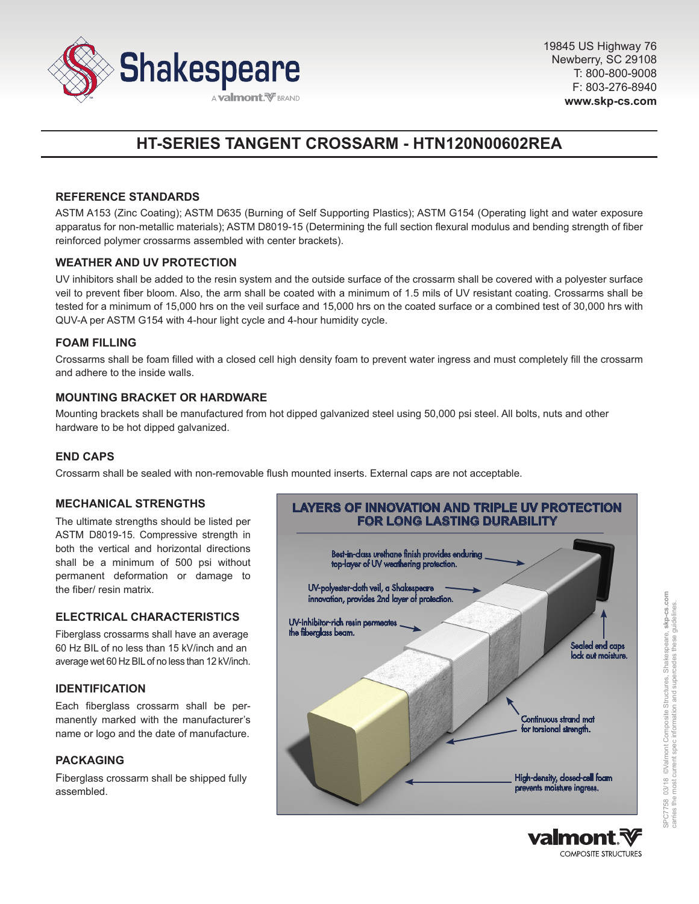# HT-SERIES TANGENT CROSSARM - HTN120N00602REA

19845 US Highway 76
Newberry, SC 29108
T: 800-800-9008
F: 803-276-8940
**www.skp-cs.com**

## REFERENCE STANDARDS

ASTM A153 (Zinc Coating); ASTM D635 (Burning of Self Supporting Plastics); ASTM G154 (Operating light and water exposure apparatus for non-metallic materials); ASTM D8019-15 (Determining the full section flexural modulus and bending strength of fiber reinforced polymer crossarms assembled with center brackets).

## WEATHER AND UV PROTECTION

UV inhibitors shall be added to the resin system and the outside surface of the crossarm shall be covered with a polyester surface veil to prevent fiber bloom. Also, the arm shall be coated with a minimum of 1.5 mils of UV resistant coating. Crossarms shall be tested for a minimum of 15,000 hrs on the veil surface and 15,000 hrs on the coated surface or a combined test of 30,000 hrs with QUV-A per ASTM G154 with 4-hour light cycle and 4-hour humidity cycle.

## FOAM FILLING

Crossarms shall be foam filled with a closed cell high density foam to prevent water ingress and must completely fill the crossarm and adhere to the inside walls.

## MOUNTING BRACKET OR HARDWARE

Mounting brackets shall be manufactured from hot dipped galvanized steel using 50,000 psi steel. All bolts, nuts and other hardware to be hot dipped galvanized.

## END CAPS

Crossarm shall be sealed with non-removable flush mounted inserts. External caps are not acceptable.

## MECHANICAL STRENGTHS

The ultimate strengths should be listed per ASTM D8019-15. Compressive strength in both the vertical and horizontal directions shall be a minimum of 500 psi without permanent deformation or damage to the fiber/ resin matrix.

## ELECTRICAL CHARACTERISTICS

Fiberglass crossarms shall have an average 60 Hz BIL of no less than 15 kV/inch and an average wet 60 Hz BIL of no less than 12 kV/inch.

## IDENTIFICATION

Each fiberglass crossarm shall be permanently marked with the manufacturer's name or logo and the date of manufacture.

## PACKAGING

Fiberglass crossarm shall be shipped fully assembled.

**LAYERS OF INNOVATION AND TRIPLE UV PROTECTION FOR LONG LASTING DURABILITY**

Best-in-class urethane finish provides enduring top-layer of UV weathering protection.

UV-polyester-cloth veil, a Shakespeare innovation, provides 2nd layer of protection.

UV-inhibitor-rich resin permeates the fiberglass beam.

Sealed end caps lock out moisture.

Continuous strand mat for torsional strength.

High-density, closed-cell foam prevents moisture ingress.

SPC7758 03/18 ©Valmont Composite Structures, Shakespeare. **skp-cs.com** carries the most current spec information and supersedes these guidelines.